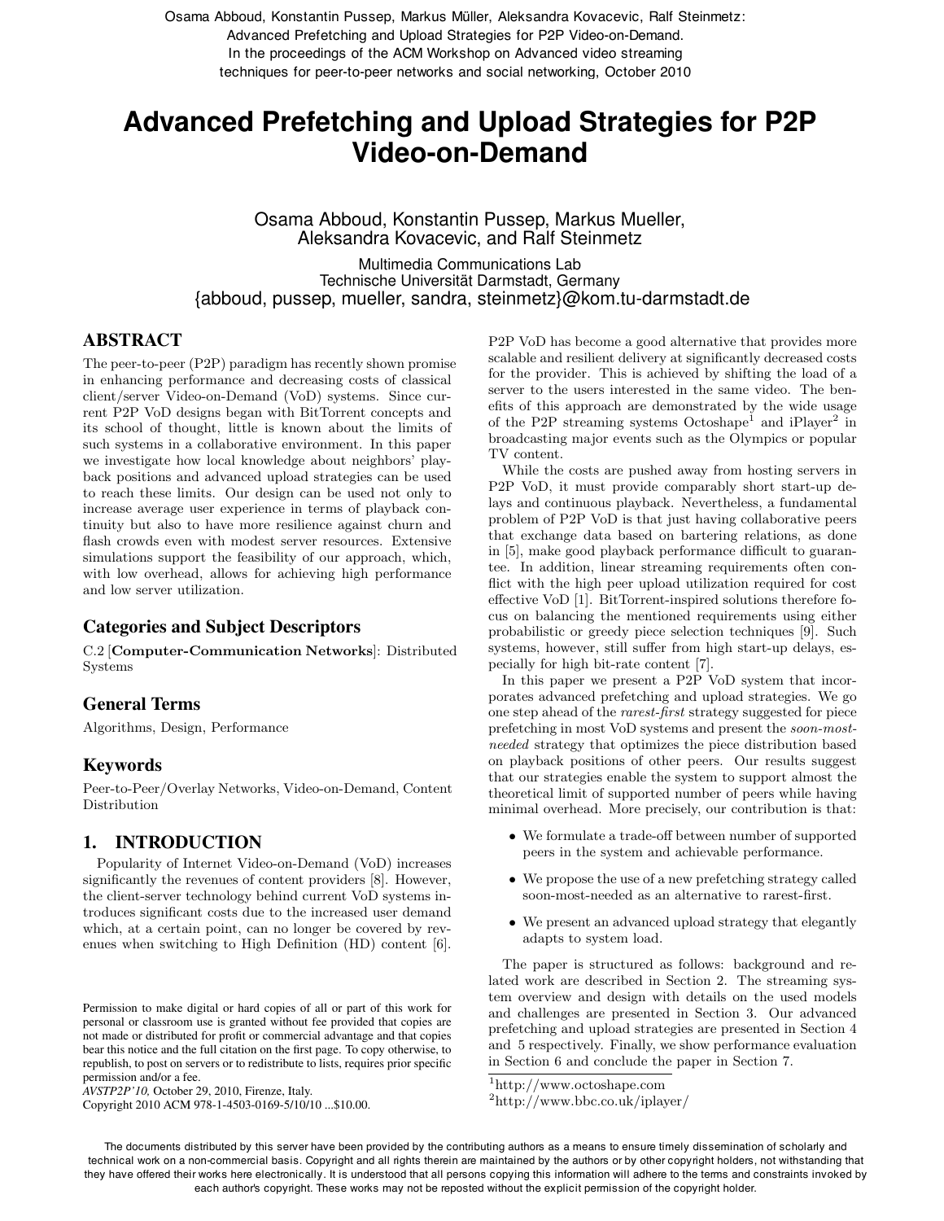Osama Abboud, Konstantin Pussep, Markus Müller, Aleksandra Kovacevic, Ralf Steinmetz: Advanced Prefetching and Upload Strategies for P2P Video-on-Demand. In the proceedings of the ACM Workshop on Advanced video streaming techniques for peer-to-peer networks and social networking, October 2010

# Advanced Prefetching and Upload Strategies for P2P Video-on-Demand

Osama Abboud, Konstantin Pussep, Markus Mueller, Aleksandra Kovacevic, and Ralf Steinmetz

Multimedia Communications Lab
Technische Universität Darmstadt, Germany
{abboud, pussep, mueller, sandra, steinmetz}@kom.tu-darmstadt.de

## ABSTRACT

The peer-to-peer (P2P) paradigm has recently shown promise in enhancing performance and decreasing costs of classical client/server Video-on-Demand (VoD) systems. Since current P2P VoD designs began with BitTorrent concepts and its school of thought, little is known about the limits of such systems in a collaborative environment. In this paper we investigate how local knowledge about neighbors' playback positions and advanced upload strategies can be used to reach these limits. Our design can be used not only to increase average user experience in terms of playback continuity but also to have more resilience against churn and flash crowds even with modest server resources. Extensive simulations support the feasibility of our approach, which, with low overhead, allows for achieving high performance and low server utilization.

## Categories and Subject Descriptors

C.2 [**Computer-Communication Networks**]: Distributed Systems

## General Terms

Algorithms, Design, Performance

## Keywords

Peer-to-Peer/Overlay Networks, Video-on-Demand, Content Distribution

## 1. INTRODUCTION

Popularity of Internet Video-on-Demand (VoD) increases significantly the revenues of content providers [8]. However, the client-server technology behind current VoD systems introduces significant costs due to the increased user demand which, at a certain point, can no longer be covered by revenues when switching to High Definition (HD) content [6]. P2P VoD has become a good alternative that provides more scalable and resilient delivery at significantly decreased costs for the provider. This is achieved by shifting the load of a server to the users interested in the same video. The benefits of this approach are demonstrated by the wide usage of the P2P streaming systems Octoshape[1] and iPlayer[2] in broadcasting major events such as the Olympics or popular TV content.

While the costs are pushed away from hosting servers in P2P VoD, it must provide comparably short start-up delays and continuous playback. Nevertheless, a fundamental problem of P2P VoD is that just having collaborative peers that exchange data based on bartering relations, as done in [5], make good playback performance difficult to guarantee. In addition, linear streaming requirements often conflict with the high peer upload utilization required for cost effective VoD [1]. BitTorrent-inspired solutions therefore focus on balancing the mentioned requirements using either probabilistic or greedy piece selection techniques [9]. Such systems, however, still suffer from high start-up delays, especially for high bit-rate content [7].

In this paper we present a P2P VoD system that incorporates advanced prefetching and upload strategies. We go one step ahead of the *rarest-first* strategy suggested for piece prefetching in most VoD systems and present the *soon-most-needed* strategy that optimizes the piece distribution based on playback positions of other peers. Our results suggest that our strategies enable the system to support almost the theoretical limit of supported number of peers while having minimal overhead. More precisely, our contribution is that:

- We formulate a trade-off between number of supported peers in the system and achievable performance.
- We propose the use of a new prefetching strategy called soon-most-needed as an alternative to rarest-first.
- We present an advanced upload strategy that elegantly adapts to system load.

The paper is structured as follows: background and related work are described in Section 2. The streaming system overview and design with details on the used models and challenges are presented in Section 3. Our advanced prefetching and upload strategies are presented in Section 4 and 5 respectively. Finally, we show performance evaluation in Section 6 and conclude the paper in Section 7.

[1]http://www.octoshape.com
[2]http://www.bbc.co.uk/iplayer/

Permission to make digital or hard copies of all or part of this work for personal or classroom use is granted without fee provided that copies are not made or distributed for profit or commercial advantage and that copies bear this notice and the full citation on the first page. To copy otherwise, to republish, to post on servers or to redistribute to lists, requires prior specific permission and/or a fee.
*AVSTP2P'10,* October 29, 2010, Firenze, Italy.
Copyright 2010 ACM 978-1-4503-0169-5/10/10 ...$10.00.

The documents distributed by this server have been provided by the contributing authors as a means to ensure timely dissemination of scholarly and technical work on a non-commercial basis. Copyright and all rights therein are maintained by the authors or by other copyright holders, not withstanding that they have offered their works here electronically. It is understood that all persons copying this information will adhere to the terms and constraints invoked by each author's copyright. These works may not be reposted without the explicit permission of the copyright holder.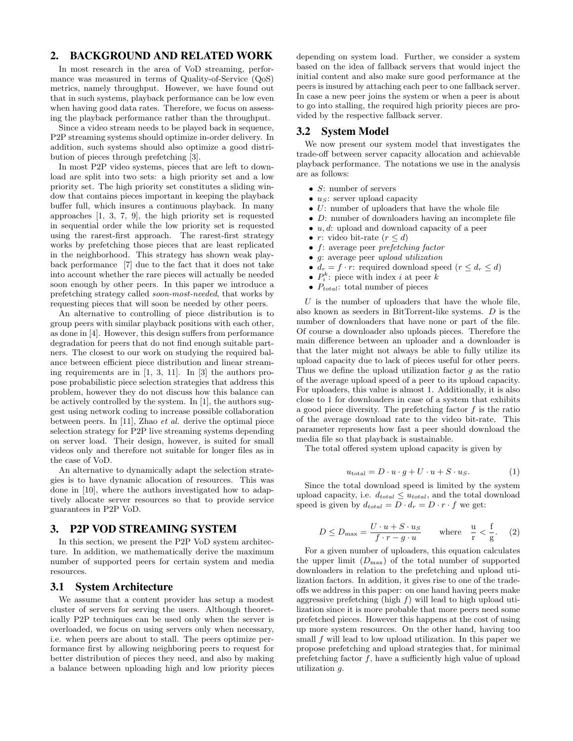## 2. BACKGROUND AND RELATED WORK

In most research in the area of VoD streaming, performance was measured in terms of Quality-of-Service (QoS) metrics, namely throughput. However, we have found out that in such systems, playback performance can be low even when having good data rates. Therefore, we focus on assessing the playback performance rather than the throughput.

Since a video stream needs to be played back in sequence, P2P streaming systems should optimize in-order delivery. In addition, such systems should also optimize a good distribution of pieces through prefetching [3].

In most P2P video systems, pieces that are left to download are split into two sets: a high priority set and a low priority set. The high priority set constitutes a sliding window that contains pieces important in keeping the playback buffer full, which insures a continuous playback. In many approaches [1, 3, 7, 9], the high priority set is requested in sequential order while the low priority set is requested using the rarest-first approach. The rarest-first strategy works by prefetching those pieces that are least replicated in the neighborhood. This strategy has shown weak playback performance [7] due to the fact that it does not take into account whether the rare pieces will actually be needed soon enough by other peers. In this paper we introduce a prefetching strategy called *soon-most-needed*, that works by requesting pieces that will soon be needed by other peers.

An alternative to controlling of piece distribution is to group peers with similar playback positions with each other, as done in [4]. However, this design suffers from performance degradation for peers that do not find enough suitable partners. The closest to our work on studying the required balance between efficient piece distribution and linear streaming requirements are in [1, 3, 11]. In [3] the authors propose probabilistic piece selection strategies that address this problem, however they do not discuss how this balance can be actively controlled by the system. In [1], the authors suggest using network coding to increase possible collaboration between peers. In [11], Zhao *et al.* derive the optimal piece selection strategy for P2P live streaming systems depending on server load. Their design, however, is suited for small videos only and therefore not suitable for longer files as in the case of VoD.

An alternative to dynamically adapt the selection strategies is to have dynamic allocation of resources. This was done in [10], where the authors investigated how to adaptively allocate server resources so that to provide service guarantees in P2P VoD.

## 3. P2P VOD STREAMING SYSTEM

In this section, we present the P2P VoD system architecture. In addition, we mathematically derive the maximum number of supported peers for certain system and media resources.

### 3.1 System Architecture

We assume that a content provider has setup a modest cluster of servers for serving the users. Although theoretically P2P techniques can be used only when the server is overloaded, we focus on using servers only when necessary, i.e. when peers are about to stall. The peers optimize performance first by allowing neighboring peers to request for better distribution of pieces they need, and also by making a balance between uploading high and low priority pieces depending on system load. Further, we consider a system based on the idea of fallback servers that would inject the initial content and also make sure good performance at the peers is insured by attaching each peer to one fallback server. In case a new peer joins the system or when a peer is about to go into stalling, the required high priority pieces are provided by the respective fallback server.

### 3.2 System Model

We now present our system model that investigates the trade-off between server capacity allocation and achievable playback performance. The notations we use in the analysis are as follows:

- $S$: number of servers
- $u_S$: server upload capacity
- $U$: number of uploaders that have the whole file
- $D$: number of downloaders having an incomplete file
- $u, d$: upload and download capacity of a peer
- $r$: video bit-rate ($r \leq d$)
- $f$: average peer *prefetching factor*
- $g$: average peer *upload utilization*
- $d_r = f \cdot r$: required download speed ($r \leq d_r \leq d$)
- $P_i^k$: piece with index $i$ at peer $k$
- $P_{total}$: total number of pieces

$U$ is the number of uploaders that have the whole file, also known as seeders in BitTorrent-like systems. $D$ is the number of downloaders that have none or part of the file. Of course a downloader also uploads pieces. Therefore the main difference between an uploader and a downloader is that the later might not always be able to fully utilize its upload capacity due to lack of pieces useful for other peers. Thus we define the upload utilization factor $g$ as the ratio of the average upload speed of a peer to its upload capacity. For uploaders, this value is almost 1. Additionally, it is also close to 1 for downloaders in case of a system that exhibits a good piece diversity. The prefetching factor $f$ is the ratio of the average download rate to the video bit-rate. This parameter represents how fast a peer should download the media file so that playback is sustainable.

The total offered system upload capacity is given by

$$u_{\text{total}} = D \cdot u \cdot g + U \cdot u + S \cdot u_S. \quad (1)$$

Since the total download speed is limited by the system upload capacity, i.e. $d_{total} \leq u_{total}$, and the total download speed is given by $d_{total} = D \cdot d_r = D \cdot r \cdot f$ we get:

$$D \leq D_{\max} = \frac{U \cdot u + S \cdot u_S}{f \cdot r - g \cdot u} \qquad \text{where} \quad \frac{\text{u}}{\text{r}} < \frac{\text{f}}{\text{g}}. \quad (2)$$

For a given number of uploaders, this equation calculates the upper limit ($D_{\max}$) of the total number of supported downloaders in relation to the prefetching and upload utilization factors. In addition, it gives rise to one of the trade-offs we address in this paper: on one hand having peers make aggressive prefetching (high $f$) will lead to high upload utilization since it is more probable that more peers need some prefetched pieces. However this happens at the cost of using up more system resources. On the other hand, having too small $f$ will lead to low upload utilization. In this paper we propose prefetching and upload strategies that, for minimal prefetching factor $f$, have a sufficiently high value of upload utilization $g$.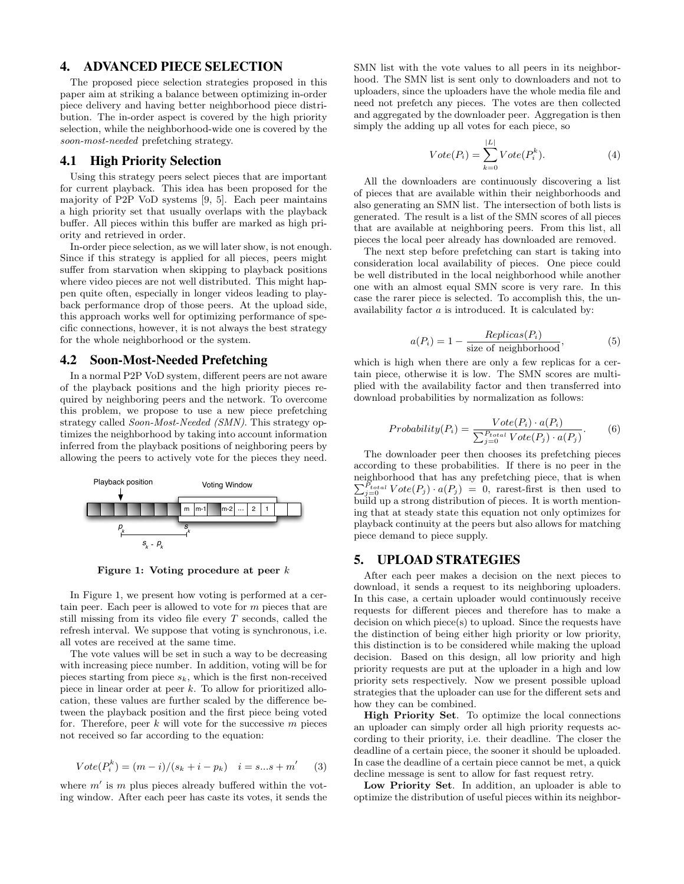## 4. ADVANCED PIECE SELECTION

The proposed piece selection strategies proposed in this paper aim at striking a balance between optimizing in-order piece delivery and having better neighborhood piece distribution. The in-order aspect is covered by the high priority selection, while the neighborhood-wide one is covered by the *soon-most-needed* prefetching strategy.

### 4.1 High Priority Selection

Using this strategy peers select pieces that are important for current playback. This idea has been proposed for the majority of P2P VoD systems [9, 5]. Each peer maintains a high priority set that usually overlaps with the playback buffer. All pieces within this buffer are marked as high priority and retrieved in order.

In-order piece selection, as we will later show, is not enough. Since if this strategy is applied for all pieces, peers might suffer from starvation when skipping to playback positions where video pieces are not well distributed. This might happen quite often, especially in longer videos leading to playback performance drop of those peers. At the upload side, this approach works well for optimizing performance of specific connections, however, it is not always the best strategy for the whole neighborhood or the system.

### 4.2 Soon-Most-Needed Prefetching

In a normal P2P VoD system, different peers are not aware of the playback positions and the high priority pieces required by neighboring peers and the network. To overcome this problem, we propose to use a new piece prefetching strategy called *Soon-Most-Needed (SMN)*. This strategy optimizes the neighborhood by taking into account information inferred from the playback positions of neighboring peers by allowing the peers to actively vote for the pieces they need.

Playback position
Voting Window
m
m-1
m-2
...
2
1
$p_k$
$s_k$
$s_k$ - $p_k$

**Figure 1: Voting procedure at peer $k$**

In Figure 1, we present how voting is performed at a certain peer. Each peer is allowed to vote for $m$ pieces that are still missing from its video file every $T$ seconds, called the refresh interval. We suppose that voting is synchronous, i.e. all votes are received at the same time.

The vote values will be set in such a way to be decreasing with increasing piece number. In addition, voting will be for pieces starting from piece $s_k$, which is the first non-received piece in linear order at peer $k$. To allow for prioritized allocation, these values are further scaled by the difference between the playback position and the first piece being voted for. Therefore, peer $k$ will vote for the successive $m$ pieces not received so far according to the equation:

$$Vote(P_i^k) = (m - i)/(s_k + i - p_k) \quad i = s...s + m' \tag{3}$$

where $m'$ is $m$ plus pieces already buffered within the voting window. After each peer has caste its votes, it sends the SMN list with the vote values to all peers in its neighborhood. The SMN list is sent only to downloaders and not to uploaders, since the uploaders have the whole media file and need not prefetch any pieces. The votes are then collected and aggregated by the downloader peer. Aggregation is then simply the adding up all votes for each piece, so

$$Vote(P_i) = \sum_{k=0}^{|L|} Vote(P_i^k). \tag{4}$$

All the downloaders are continuously discovering a list of pieces that are available within their neighborhoods and also generating an SMN list. The intersection of both lists is generated. The result is a list of the SMN scores of all pieces that are available at neighboring peers. From this list, all pieces the local peer already has downloaded are removed.

The next step before prefetching can start is taking into consideration local availability of pieces. One piece could be well distributed in the local neighborhood while another one with an almost equal SMN score is very rare. In this case the rarer piece is selected. To accomplish this, the unavailability factor $a$ is introduced. It is calculated by:

$$a(P_i) = 1 - \frac{Replicas(P_i)}{\text{size of neighborhood}}, \tag{5}$$

which is high when there are only a few replicas for a certain piece, otherwise it is low. The SMN scores are multiplied with the availability factor and then transferred into download probabilities by normalization as follows:

$$Probability(P_i) = \frac{Vote(P_i) \cdot a(P_i)}{\sum_{j=0}^{P_{total}} Vote(P_j) \cdot a(P_j)}. \tag{6}$$

The downloader peer then chooses its prefetching pieces according to these probabilities. If there is no peer in the neighborhood that has any prefetching piece, that is when $\sum_{j=0}^{P_{total}} Vote(P_j) \cdot a(P_j) = 0$, rarest-first is then used to build up a strong distribution of pieces. It is worth mentioning that at steady state this equation not only optimizes for playback continuity at the peers but also allows for matching piece demand to piece supply.

## 5. UPLOAD STRATEGIES

After each peer makes a decision on the next pieces to download, it sends a request to its neighboring uploaders. In this case, a certain uploader would continuously receive requests for different pieces and therefore has to make a decision on which piece(s) to upload. Since the requests have the distinction of being either high priority or low priority, this distinction is to be considered while making the upload decision. Based on this design, all low priority and high priority requests are put at the uploader in a high and low priority sets respectively. Now we present possible upload strategies that the uploader can use for the different sets and how they can be combined.

**High Priority Set**. To optimize the local connections an uploader can simply order all high priority requests according to their priority, i.e. their deadline. The closer the deadline of a certain piece, the sooner it should be uploaded. In case the deadline of a certain piece cannot be met, a quick decline message is sent to allow for fast request retry.

**Low Priority Set**. In addition, an uploader is able to optimize the distribution of useful pieces within its neighbor-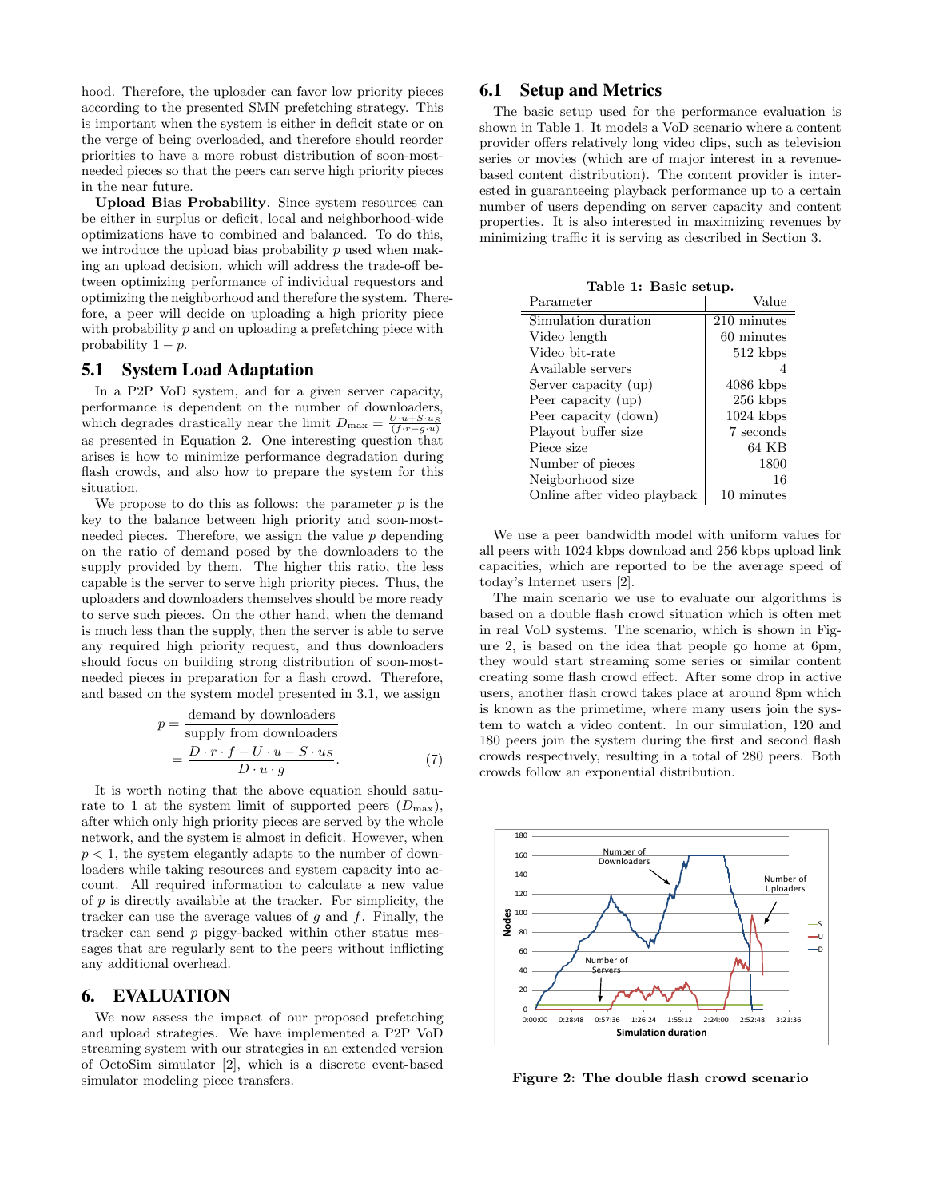hood. Therefore, the uploader can favor low priority pieces according to the presented SMN prefetching strategy. This is important when the system is either in deficit state or on the verge of being overloaded, and therefore should reorder priorities to have a more robust distribution of soon-most-needed pieces so that the peers can serve high priority pieces in the near future.

**Upload Bias Probability**. Since system resources can be either in surplus or deficit, local and neighborhood-wide optimizations have to combined and balanced. To do this, we introduce the upload bias probability $p$ used when making an upload decision, which will address the trade-off between optimizing performance of individual requestors and optimizing the neighborhood and therefore the system. Therefore, a peer will decide on uploading a high priority piece with probability $p$ and on uploading a prefetching piece with probability $1 - p$.

## 5.1 System Load Adaptation

In a P2P VoD system, and for a given server capacity, performance is dependent on the number of downloaders, which degrades drastically near the limit $D_{\max} = \frac{U \cdot u + S \cdot u_S}{(f \cdot r - g \cdot u)}$ as presented in Equation 2. One interesting question that arises is how to minimize performance degradation during flash crowds, and also how to prepare the system for this situation.

We propose to do this as follows: the parameter $p$ is the key to the balance between high priority and soon-most-needed pieces. Therefore, we assign the value $p$ depending on the ratio of demand posed by the downloaders to the supply provided by them. The higher this ratio, the less capable is the server to serve high priority pieces. Thus, the uploaders and downloaders themselves should be more ready to serve such pieces. On the other hand, when the demand is much less than the supply, then the server is able to serve any required high priority request, and thus downloaders should focus on building strong distribution of soon-most-needed pieces in preparation for a flash crowd. Therefore, and based on the system model presented in 3.1, we assign

$$p = \frac{\text{demand by downloaders}}{\text{supply from downloaders}} = \frac{D \cdot r \cdot f - U \cdot u - S \cdot u_S}{D \cdot u \cdot g}. \qquad (7)$$

It is worth noting that the above equation should saturate to 1 at the system limit of supported peers ($D_{\max}$), after which only high priority pieces are served by the whole network, and the system is almost in deficit. However, when $p < 1$, the system elegantly adapts to the number of downloaders while taking resources and system capacity into account. All required information to calculate a new value of $p$ is directly available at the tracker. For simplicity, the tracker can use the average values of $g$ and $f$. Finally, the tracker can send $p$ piggy-backed within other status messages that are regularly sent to the peers without inflicting any additional overhead.

# 6. EVALUATION

We now assess the impact of our proposed prefetching and upload strategies. We have implemented a P2P VoD streaming system with our strategies in an extended version of OctoSim simulator [2], which is a discrete event-based simulator modeling piece transfers.

## 6.1 Setup and Metrics

The basic setup used for the performance evaluation is shown in Table 1. It models a VoD scenario where a content provider offers relatively long video clips, such as television series or movies (which are of major interest in a revenue-based content distribution). The content provider is interested in guaranteeing playback performance up to a certain number of users depending on server capacity and content properties. It is also interested in maximizing revenues by minimizing traffic it is serving as described in Section 3.

**Table 1: Basic setup.**

| Parameter | Value |
|---|---|
| Simulation duration | 210 minutes |
| Video length | 60 minutes |
| Video bit-rate | 512 kbps |
| Available servers | 4 |
| Server capacity (up) | 4086 kbps |
| Peer capacity (up) | 256 kbps |
| Peer capacity (down) | 1024 kbps |
| Playout buffer size | 7 seconds |
| Piece size | 64 KB |
| Number of pieces | 1800 |
| Neigborhood size | 16 |
| Online after video playback | 10 minutes |

We use a peer bandwidth model with uniform values for all peers with 1024 kbps download and 256 kbps upload link capacities, which are reported to be the average speed of today's Internet users [2].

The main scenario we use to evaluate our algorithms is based on a double flash crowd situation which is often met in real VoD systems. The scenario, which is shown in Figure 2, is based on the idea that people go home at 6pm, they would start streaming some series or similar content creating some flash crowd effect. After some drop in active users, another flash crowd takes place at around 8pm which is known as the primetime, where many users join the system to watch a video content. In our simulation, 120 and 180 peers join the system during the first and second flash crowds respectively, resulting in a total of 280 peers. Both crowds follow an exponential distribution.

**Figure 2: The double flash crowd scenario**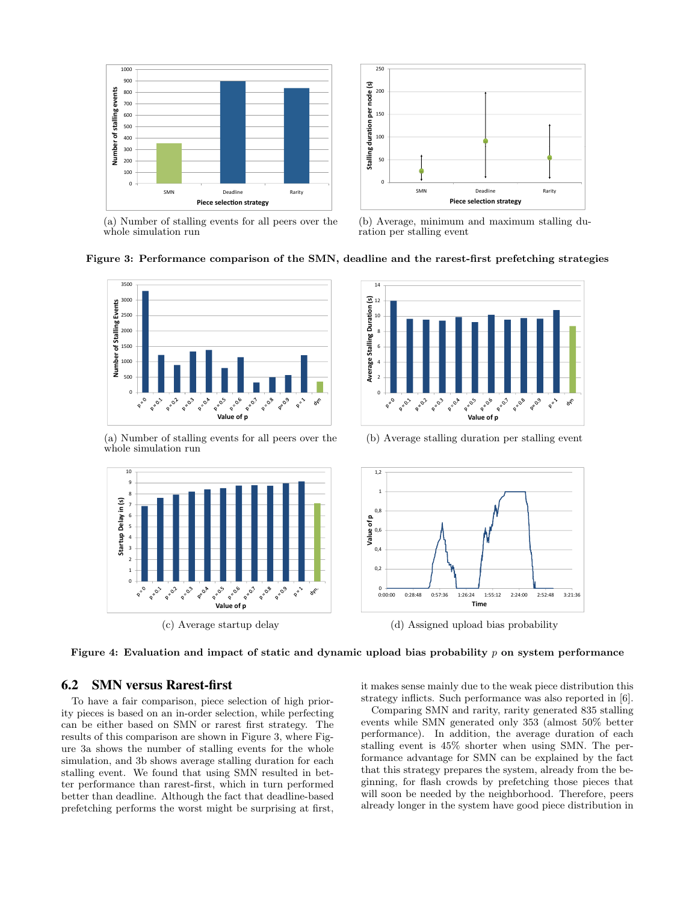(a) Number of stalling events for all peers over the whole simulation run

(b) Average, minimum and maximum stalling duration per stalling event

**Figure 3: Performance comparison of the SMN, deadline and the rarest-first prefetching strategies**

(a) Number of stalling events for all peers over the whole simulation run

(b) Average stalling duration per stalling event

(c) Average startup delay

(d) Assigned upload bias probability

**Figure 4: Evaluation and impact of static and dynamic upload bias probability $p$ on system performance**

## 6.2 SMN versus Rarest-first

To have a fair comparison, piece selection of high priority pieces is based on an in-order selection, while perfecting can be either based on SMN or rarest first strategy. The results of this comparison are shown in Figure 3, where Figure 3a shows the number of stalling events for the whole simulation, and 3b shows average stalling duration for each stalling event. We found that using SMN resulted in better performance than rarest-first, which in turn performed better than deadline. Although the fact that deadline-based prefetching performs the worst might be surprising at first, it makes sense mainly due to the weak piece distribution this strategy inflicts. Such performance was also reported in [6].

Comparing SMN and rarity, rarity generated 835 stalling events while SMN generated only 353 (almost 50% better performance). In addition, the average duration of each stalling event is 45% shorter when using SMN. The performance advantage for SMN can be explained by the fact that this strategy prepares the system, already from the beginning, for flash crowds by prefetching those pieces that will soon be needed by the neighborhood. Therefore, peers already longer in the system have good piece distribution in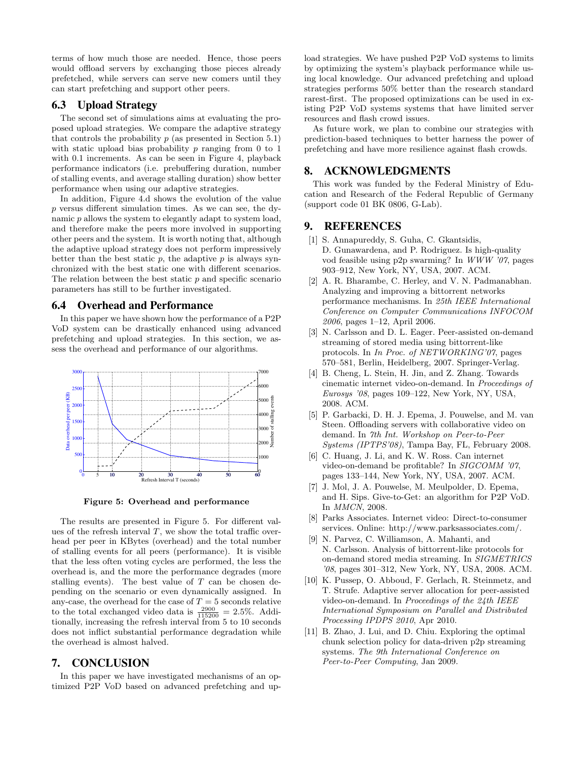terms of how much those are needed. Hence, those peers would offload servers by exchanging those pieces already prefetched, while servers can serve new comers until they can start prefetching and support other peers.

## 6.3 Upload Strategy

The second set of simulations aims at evaluating the proposed upload strategies. We compare the adaptive strategy that controls the probability $p$ (as presented in Section 5.1) with static upload bias probability $p$ ranging from 0 to 1 with 0.1 increments. As can be seen in Figure 4, playback performance indicators (i.e. prebuffering duration, number of stalling events, and average stalling duration) show better performance when using our adaptive strategies.

In addition, Figure 4.d shows the evolution of the value $p$ versus different simulation times. As we can see, the dynamic $p$ allows the system to elegantly adapt to system load, and therefore make the peers more involved in supporting other peers and the system. It is worth noting that, although the adaptive upload strategy does not perform impressively better than the best static $p$, the adaptive $p$ is always synchronized with the best static one with different scenarios. The relation between the best static $p$ and specific scenario parameters has still to be further investigated.

## 6.4 Overhead and Performance

In this paper we have shown how the performance of a P2P VoD system can be drastically enhanced using advanced prefetching and upload strategies. In this section, we assess the overhead and performance of our algorithms.

Data overhead per peer (KB)
0
500
1000
1500
2000
2500
3000
Number of stalling events
0
1000
2000
3000
4000
5000
6000
7000
Refresh Interval T (seconds)
0 5 10 20 30 40 50 60

**Figure 5: Overhead and performance**

The results are presented in Figure 5. For different values of the refresh interval $T$, we show the total traffic overhead per peer in KBytes (overhead) and the total number of stalling events for all peers (performance). It is visible that the less often voting cycles are performed, the less the overhead is, and the more the performance degrades (more stalling events). The best value of $T$ can be chosen depending on the scenario or even dynamically assigned. In any-case, the overhead for the case of $T = 5$ seconds relative to the total exchanged video data is $\frac{2900}{115200} = 2.5\%$. Additionally, increasing the refresh interval from 5 to 10 seconds does not inflict substantial performance degradation while the overhead is almost halved.

# 7. CONCLUSION

In this paper we have investigated mechanisms of an optimized P2P VoD based on advanced prefetching and upload strategies. We have pushed P2P VoD systems to limits by optimizing the system's playback performance while using local knowledge. Our advanced prefetching and upload strategies performs 50% better than the research standard rarest-first. The proposed optimizations can be used in existing P2P VoD systems systems that have limited server resources and flash crowd issues.

As future work, we plan to combine our strategies with prediction-based techniques to better harness the power of prefetching and have more resilience against flash crowds.

# 8. ACKNOWLEDGMENTS

This work was funded by the Federal Ministry of Education and Research of the Federal Republic of Germany (support code 01 BK 0806, G-Lab).

# 9. REFERENCES

[1] S. Annapureddy, S. Guha, C. Gkantsidis, D. Gunawardena, and P. Rodriguez. Is high-quality vod feasible using p2p swarming? In *WWW '07*, pages 903–912, New York, NY, USA, 2007. ACM.

[2] A. R. Bharambe, C. Herley, and V. N. Padmanabhan. Analyzing and improving a bittorrent networks performance mechanisms. In *25th IEEE International Conference on Computer Communications INFOCOM 2006*, pages 1–12, April 2006.

[3] N. Carlsson and D. L. Eager. Peer-assisted on-demand streaming of stored media using bittorrent-like protocols. In *In Proc. of NETWORKING'07*, pages 570–581, Berlin, Heidelberg, 2007. Springer-Verlag.

[4] B. Cheng, L. Stein, H. Jin, and Z. Zhang. Towards cinematic internet video-on-demand. In *Proceedings of Eurosys '08*, pages 109–122, New York, NY, USA, 2008. ACM.

[5] P. Garbacki, D. H. J. Epema, J. Pouwelse, and M. van Steen. Offloading servers with collaborative video on demand. In *7th Int. Workshop on Peer-to-Peer Systems (IPTPS'08)*, Tampa Bay, FL, February 2008.

[6] C. Huang, J. Li, and K. W. Ross. Can internet video-on-demand be profitable? In *SIGCOMM '07*, pages 133–144, New York, NY, USA, 2007. ACM.

[7] J. Mol, J. A. Pouwelse, M. Meulpolder, D. Epema, and H. Sips. Give-to-Get: an algorithm for P2P VoD. In *MMCN*, 2008.

[8] Parks Associates. Internet video: Direct-to-consumer services. Online: http://www.parksassociates.com/.

[9] N. Parvez, C. Williamson, A. Mahanti, and N. Carlsson. Analysis of bittorrent-like protocols for on-demand stored media streaming. In *SIGMETRICS '08*, pages 301–312, New York, NY, USA, 2008. ACM.

[10] K. Pussep, O. Abboud, F. Gerlach, R. Steinmetz, and T. Strufe. Adaptive server allocation for peer-assisted video-on-demand. In *Proceedings of the 24th IEEE International Symposium on Parallel and Distributed Processing IPDPS 2010*, Apr 2010.

[11] B. Zhao, J. Lui, and D. Chiu. Exploring the optimal chunk selection policy for data-driven p2p streaming systems. *The 9th International Conference on Peer-to-Peer Computing*, Jan 2009.